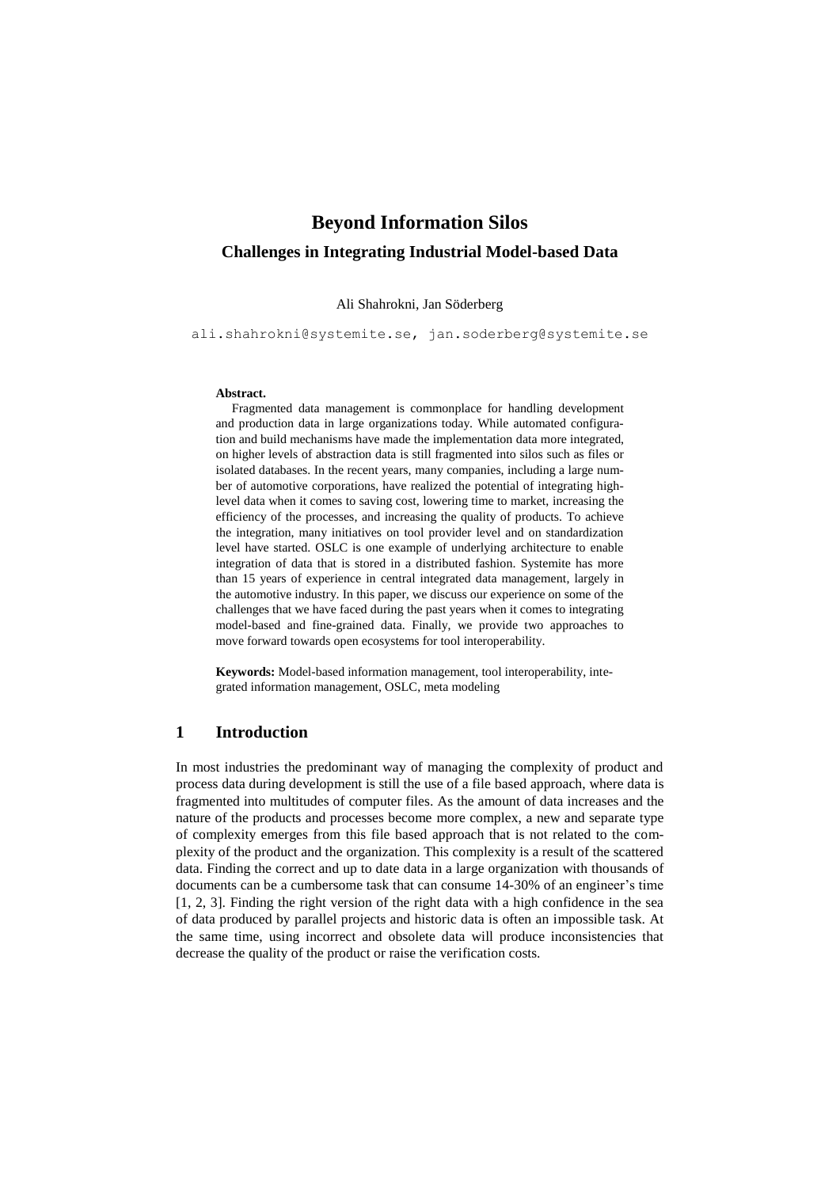# Beyond Information Silos

## Challenges in Integrating Industrial Model-based Data

Ali Shahrokni, Jan Söderberg

ali.shahrokni@systemite.se, jan.soderberg@systemite.se

**Abstract.**

Fragmented data management is commonplace for handling development and production data in large organizations today. While automated configuration and build mechanisms have made the implementation data more integrated, on higher levels of abstraction data is still fragmented into silos such as files or isolated databases. In the recent years, many companies, including a large number of automotive corporations, have realized the potential of integrating high-level data when it comes to saving cost, lowering time to market, increasing the efficiency of the processes, and increasing the quality of products. To achieve the integration, many initiatives on tool provider level and on standardization level have started. OSLC is one example of underlying architecture to enable integration of data that is stored in a distributed fashion. Systemite has more than 15 years of experience in central integrated data management, largely in the automotive industry. In this paper, we discuss our experience on some of the challenges that we have faced during the past years when it comes to integrating model-based and fine-grained data. Finally, we provide two approaches to move forward towards open ecosystems for tool interoperability.

**Keywords:** Model-based information management, tool interoperability, integrated information management, OSLC, meta modeling

## 1 Introduction

In most industries the predominant way of managing the complexity of product and process data during development is still the use of a file based approach, where data is fragmented into multitudes of computer files. As the amount of data increases and the nature of the products and processes become more complex, a new and separate type of complexity emerges from this file based approach that is not related to the complexity of the product and the organization. This complexity is a result of the scattered data. Finding the correct and up to date data in a large organization with thousands of documents can be a cumbersome task that can consume 14-30% of an engineer's time [1, 2, 3]. Finding the right version of the right data with a high confidence in the sea of data produced by parallel projects and historic data is often an impossible task. At the same time, using incorrect and obsolete data will produce inconsistencies that decrease the quality of the product or raise the verification costs.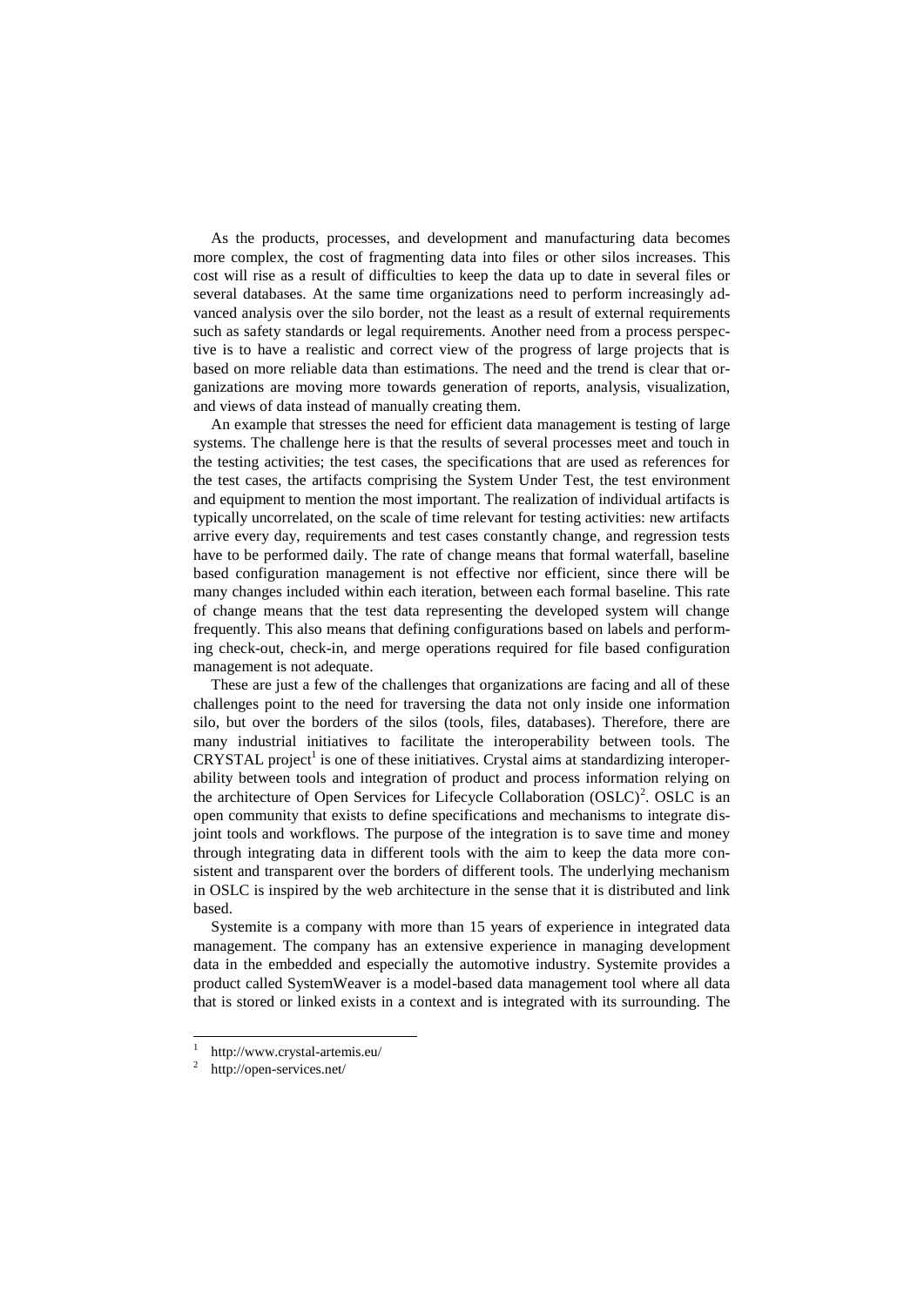As the products, processes, and development and manufacturing data becomes more complex, the cost of fragmenting data into files or other silos increases. This cost will rise as a result of difficulties to keep the data up to date in several files or several databases. At the same time organizations need to perform increasingly advanced analysis over the silo border, not the least as a result of external requirements such as safety standards or legal requirements. Another need from a process perspective is to have a realistic and correct view of the progress of large projects that is based on more reliable data than estimations. The need and the trend is clear that organizations are moving more towards generation of reports, analysis, visualization, and views of data instead of manually creating them.

An example that stresses the need for efficient data management is testing of large systems. The challenge here is that the results of several processes meet and touch in the testing activities; the test cases, the specifications that are used as references for the test cases, the artifacts comprising the System Under Test, the test environment and equipment to mention the most important. The realization of individual artifacts is typically uncorrelated, on the scale of time relevant for testing activities: new artifacts arrive every day, requirements and test cases constantly change, and regression tests have to be performed daily. The rate of change means that formal waterfall, baseline based configuration management is not effective nor efficient, since there will be many changes included within each iteration, between each formal baseline. This rate of change means that the test data representing the developed system will change frequently. This also means that defining configurations based on labels and performing check-out, check-in, and merge operations required for file based configuration management is not adequate.

These are just a few of the challenges that organizations are facing and all of these challenges point to the need for traversing the data not only inside one information silo, but over the borders of the silos (tools, files, databases). Therefore, there are many industrial initiatives to facilitate the interoperability between tools. The CRYSTAL project[1] is one of these initiatives. Crystal aims at standardizing interoperability between tools and integration of product and process information relying on the architecture of Open Services for Lifecycle Collaboration (OSLC)[2]. OSLC is an open community that exists to define specifications and mechanisms to integrate disjoint tools and workflows. The purpose of the integration is to save time and money through integrating data in different tools with the aim to keep the data more consistent and transparent over the borders of different tools. The underlying mechanism in OSLC is inspired by the web architecture in the sense that it is distributed and link based.

Systemite is a company with more than 15 years of experience in integrated data management. The company has an extensive experience in managing development data in the embedded and especially the automotive industry. Systemite provides a product called SystemWeaver is a model-based data management tool where all data that is stored or linked exists in a context and is integrated with its surrounding. The

---

[1] http://www.crystal-artemis.eu/

[2] http://open-services.net/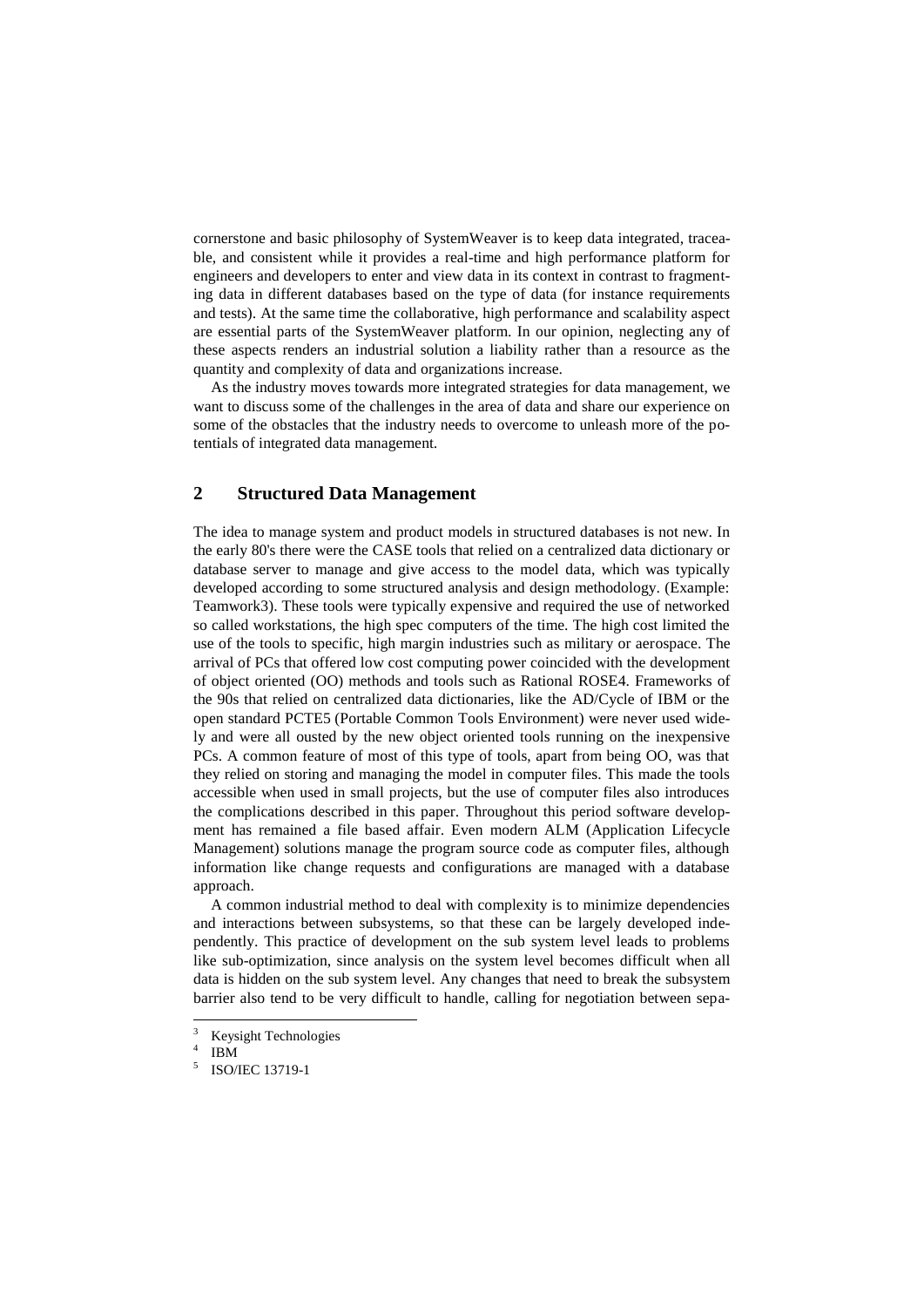cornerstone and basic philosophy of SystemWeaver is to keep data integrated, traceable, and consistent while it provides a real-time and high performance platform for engineers and developers to enter and view data in its context in contrast to fragmenting data in different databases based on the type of data (for instance requirements and tests). At the same time the collaborative, high performance and scalability aspect are essential parts of the SystemWeaver platform. In our opinion, neglecting any of these aspects renders an industrial solution a liability rather than a resource as the quantity and complexity of data and organizations increase.

As the industry moves towards more integrated strategies for data management, we want to discuss some of the challenges in the area of data and share our experience on some of the obstacles that the industry needs to overcome to unleash more of the potentials of integrated data management.

## 2 Structured Data Management

The idea to manage system and product models in structured databases is not new. In the early 80's there were the CASE tools that relied on a centralized data dictionary or database server to manage and give access to the model data, which was typically developed according to some structured analysis and design methodology. (Example: Teamwork[3]). These tools were typically expensive and required the use of networked so called workstations, the high spec computers of the time. The high cost limited the use of the tools to specific, high margin industries such as military or aerospace. The arrival of PCs that offered low cost computing power coincided with the development of object oriented (OO) methods and tools such as Rational ROSE[4]. Frameworks of the 90s that relied on centralized data dictionaries, like the AD/Cycle of IBM or the open standard PCTE[5] (Portable Common Tools Environment) were never used widely and were all ousted by the new object oriented tools running on the inexpensive PCs. A common feature of most of this type of tools, apart from being OO, was that they relied on storing and managing the model in computer files. This made the tools accessible when used in small projects, but the use of computer files also introduces the complications described in this paper. Throughout this period software development has remained a file based affair. Even modern ALM (Application Lifecycle Management) solutions manage the program source code as computer files, although information like change requests and configurations are managed with a database approach.

A common industrial method to deal with complexity is to minimize dependencies and interactions between subsystems, so that these can be largely developed independently. This practice of development on the sub system level leads to problems like sub-optimization, since analysis on the system level becomes difficult when all data is hidden on the sub system level. Any changes that need to break the subsystem barrier also tend to be very difficult to handle, calling for negotiation between sepa-

[3] Keysight Technologies

[4] IBM

[5] ISO/IEC 13719-1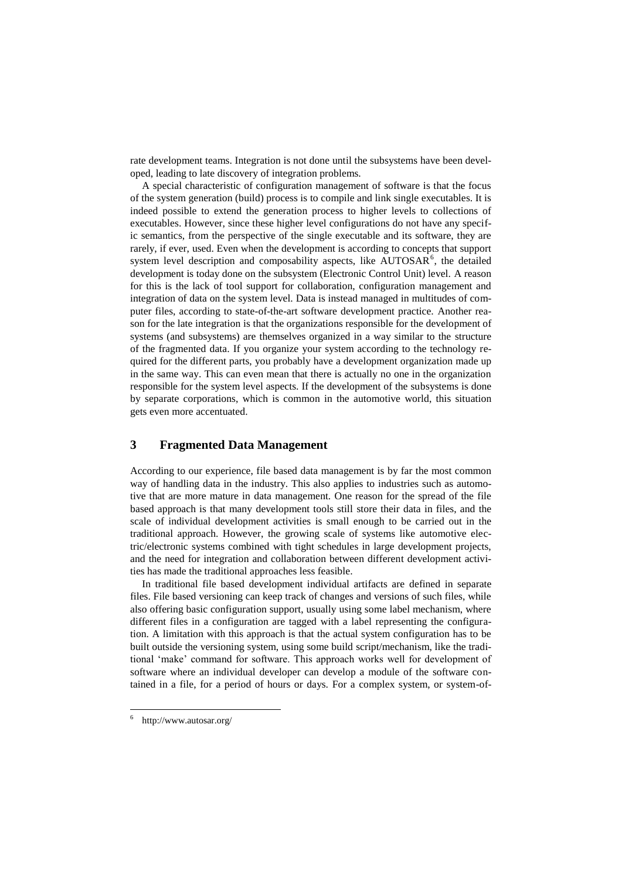rate development teams. Integration is not done until the subsystems have been developed, leading to late discovery of integration problems.

A special characteristic of configuration management of software is that the focus of the system generation (build) process is to compile and link single executables. It is indeed possible to extend the generation process to higher levels to collections of executables. However, since these higher level configurations do not have any specific semantics, from the perspective of the single executable and its software, they are rarely, if ever, used. Even when the development is according to concepts that support system level description and composability aspects, like AUTOSAR[6], the detailed development is today done on the subsystem (Electronic Control Unit) level. A reason for this is the lack of tool support for collaboration, configuration management and integration of data on the system level. Data is instead managed in multitudes of computer files, according to state-of-the-art software development practice. Another reason for the late integration is that the organizations responsible for the development of systems (and subsystems) are themselves organized in a way similar to the structure of the fragmented data. If you organize your system according to the technology required for the different parts, you probably have a development organization made up in the same way. This can even mean that there is actually no one in the organization responsible for the system level aspects. If the development of the subsystems is done by separate corporations, which is common in the automotive world, this situation gets even more accentuated.

## 3 Fragmented Data Management

According to our experience, file based data management is by far the most common way of handling data in the industry. This also applies to industries such as automotive that are more mature in data management. One reason for the spread of the file based approach is that many development tools still store their data in files, and the scale of individual development activities is small enough to be carried out in the traditional approach. However, the growing scale of systems like automotive electric/electronic systems combined with tight schedules in large development projects, and the need for integration and collaboration between different development activities has made the traditional approaches less feasible.

In traditional file based development individual artifacts are defined in separate files. File based versioning can keep track of changes and versions of such files, while also offering basic configuration support, usually using some label mechanism, where different files in a configuration are tagged with a label representing the configuration. A limitation with this approach is that the actual system configuration has to be built outside the versioning system, using some build script/mechanism, like the traditional 'make' command for software. This approach works well for development of software where an individual developer can develop a module of the software contained in a file, for a period of hours or days. For a complex system, or system-of-

[6] http://www.autosar.org/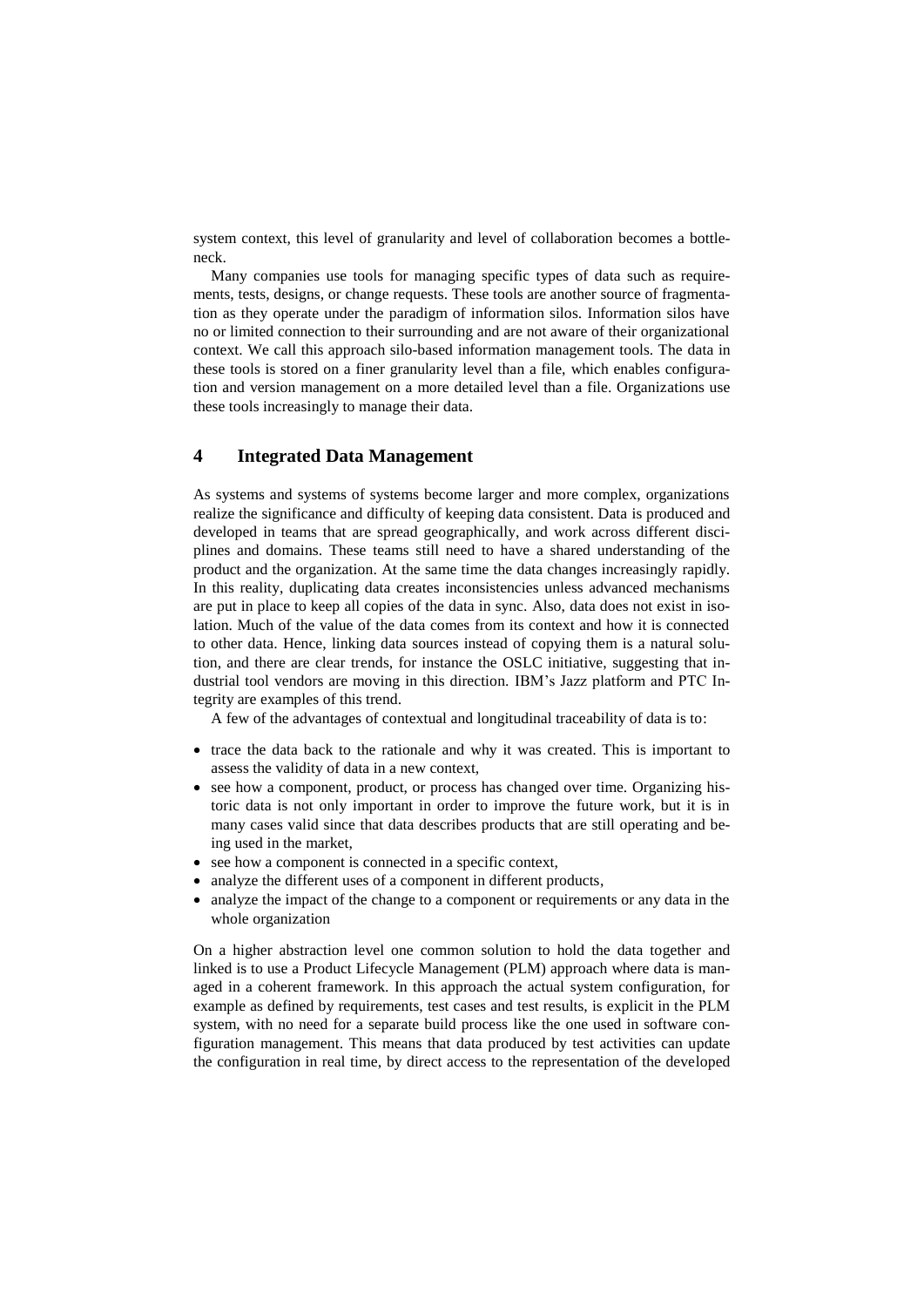system context, this level of granularity and level of collaboration becomes a bottleneck.

Many companies use tools for managing specific types of data such as requirements, tests, designs, or change requests. These tools are another source of fragmentation as they operate under the paradigm of information silos. Information silos have no or limited connection to their surrounding and are not aware of their organizational context. We call this approach silo-based information management tools. The data in these tools is stored on a finer granularity level than a file, which enables configuration and version management on a more detailed level than a file. Organizations use these tools increasingly to manage their data.

## 4 Integrated Data Management

As systems and systems of systems become larger and more complex, organizations realize the significance and difficulty of keeping data consistent. Data is produced and developed in teams that are spread geographically, and work across different disciplines and domains. These teams still need to have a shared understanding of the product and the organization. At the same time the data changes increasingly rapidly. In this reality, duplicating data creates inconsistencies unless advanced mechanisms are put in place to keep all copies of the data in sync. Also, data does not exist in isolation. Much of the value of the data comes from its context and how it is connected to other data. Hence, linking data sources instead of copying them is a natural solution, and there are clear trends, for instance the OSLC initiative, suggesting that industrial tool vendors are moving in this direction. IBM's Jazz platform and PTC Integrity are examples of this trend.

A few of the advantages of contextual and longitudinal traceability of data is to:

- trace the data back to the rationale and why it was created. This is important to assess the validity of data in a new context,
- see how a component, product, or process has changed over time. Organizing historic data is not only important in order to improve the future work, but it is in many cases valid since that data describes products that are still operating and being used in the market,
- see how a component is connected in a specific context,
- analyze the different uses of a component in different products,
- analyze the impact of the change to a component or requirements or any data in the whole organization

On a higher abstraction level one common solution to hold the data together and linked is to use a Product Lifecycle Management (PLM) approach where data is managed in a coherent framework. In this approach the actual system configuration, for example as defined by requirements, test cases and test results, is explicit in the PLM system, with no need for a separate build process like the one used in software configuration management. This means that data produced by test activities can update the configuration in real time, by direct access to the representation of the developed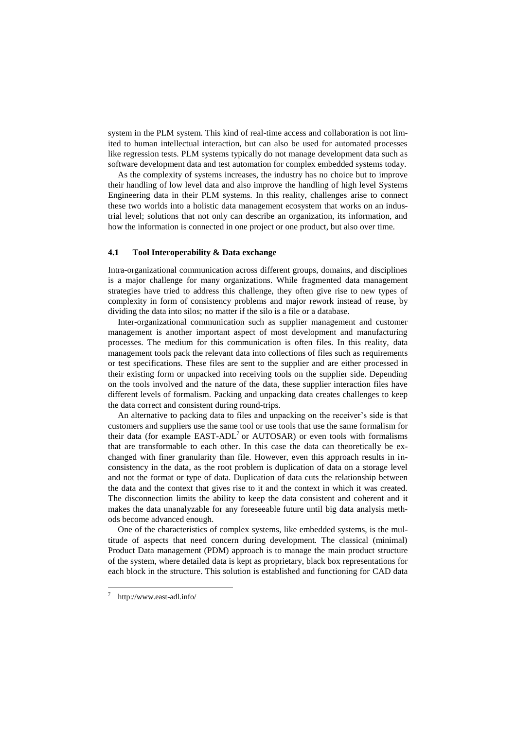system in the PLM system. This kind of real-time access and collaboration is not limited to human intellectual interaction, but can also be used for automated processes like regression tests. PLM systems typically do not manage development data such as software development data and test automation for complex embedded systems today.

As the complexity of systems increases, the industry has no choice but to improve their handling of low level data and also improve the handling of high level Systems Engineering data in their PLM systems. In this reality, challenges arise to connect these two worlds into a holistic data management ecosystem that works on an industrial level; solutions that not only can describe an organization, its information, and how the information is connected in one project or one product, but also over time.

### 4.1 Tool Interoperability & Data exchange

Intra-organizational communication across different groups, domains, and disciplines is a major challenge for many organizations. While fragmented data management strategies have tried to address this challenge, they often give rise to new types of complexity in form of consistency problems and major rework instead of reuse, by dividing the data into silos; no matter if the silo is a file or a database.

Inter-organizational communication such as supplier management and customer management is another important aspect of most development and manufacturing processes. The medium for this communication is often files. In this reality, data management tools pack the relevant data into collections of files such as requirements or test specifications. These files are sent to the supplier and are either processed in their existing form or unpacked into receiving tools on the supplier side. Depending on the tools involved and the nature of the data, these supplier interaction files have different levels of formalism. Packing and unpacking data creates challenges to keep the data correct and consistent during round-trips.

An alternative to packing data to files and unpacking on the receiver's side is that customers and suppliers use the same tool or use tools that use the same formalism for their data (for example EAST-ADL[7] or AUTOSAR) or even tools with formalisms that are transformable to each other. In this case the data can theoretically be exchanged with finer granularity than file. However, even this approach results in inconsistency in the data, as the root problem is duplication of data on a storage level and not the format or type of data. Duplication of data cuts the relationship between the data and the context that gives rise to it and the context in which it was created. The disconnection limits the ability to keep the data consistent and coherent and it makes the data unanalyzable for any foreseeable future until big data analysis methods become advanced enough.

One of the characteristics of complex systems, like embedded systems, is the multitude of aspects that need concern during development. The classical (minimal) Product Data management (PDM) approach is to manage the main product structure of the system, where detailed data is kept as proprietary, black box representations for each block in the structure. This solution is established and functioning for CAD data

[7] http://www.east-adl.info/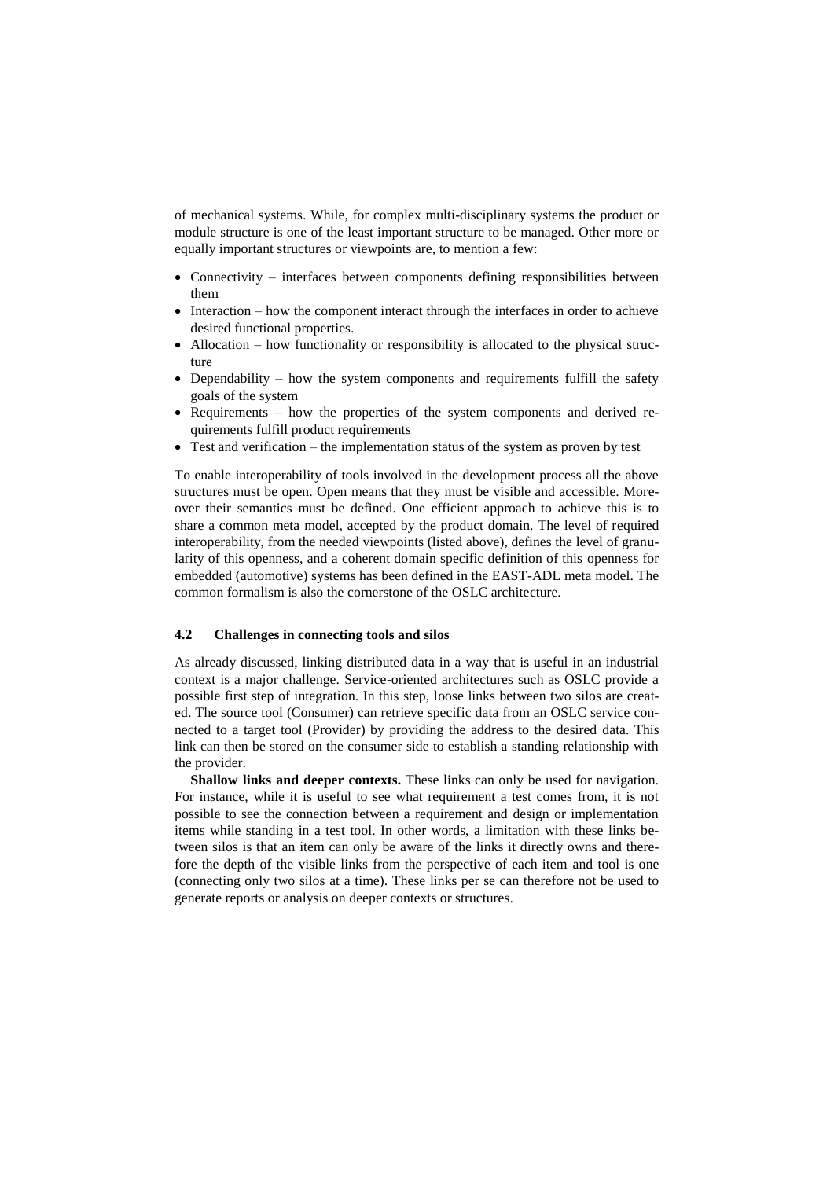of mechanical systems. While, for complex multi-disciplinary systems the product or module structure is one of the least important structure to be managed. Other more or equally important structures or viewpoints are, to mention a few:

- Connectivity – interfaces between components defining responsibilities between them
- Interaction – how the component interact through the interfaces in order to achieve desired functional properties.
- Allocation – how functionality or responsibility is allocated to the physical structure
- Dependability – how the system components and requirements fulfill the safety goals of the system
- Requirements – how the properties of the system components and derived requirements fulfill product requirements
- Test and verification – the implementation status of the system as proven by test

To enable interoperability of tools involved in the development process all the above structures must be open. Open means that they must be visible and accessible. Moreover their semantics must be defined. One efficient approach to achieve this is to share a common meta model, accepted by the product domain. The level of required interoperability, from the needed viewpoints (listed above), defines the level of granularity of this openness, and a coherent domain specific definition of this openness for embedded (automotive) systems has been defined in the EAST-ADL meta model. The common formalism is also the cornerstone of the OSLC architecture.

### 4.2 Challenges in connecting tools and silos

As already discussed, linking distributed data in a way that is useful in an industrial context is a major challenge. Service-oriented architectures such as OSLC provide a possible first step of integration. In this step, loose links between two silos are created. The source tool (Consumer) can retrieve specific data from an OSLC service connected to a target tool (Provider) by providing the address to the desired data. This link can then be stored on the consumer side to establish a standing relationship with the provider.

**Shallow links and deeper contexts.** These links can only be used for navigation. For instance, while it is useful to see what requirement a test comes from, it is not possible to see the connection between a requirement and design or implementation items while standing in a test tool. In other words, a limitation with these links between silos is that an item can only be aware of the links it directly owns and therefore the depth of the visible links from the perspective of each item and tool is one (connecting only two silos at a time). These links per se can therefore not be used to generate reports or analysis on deeper contexts or structures.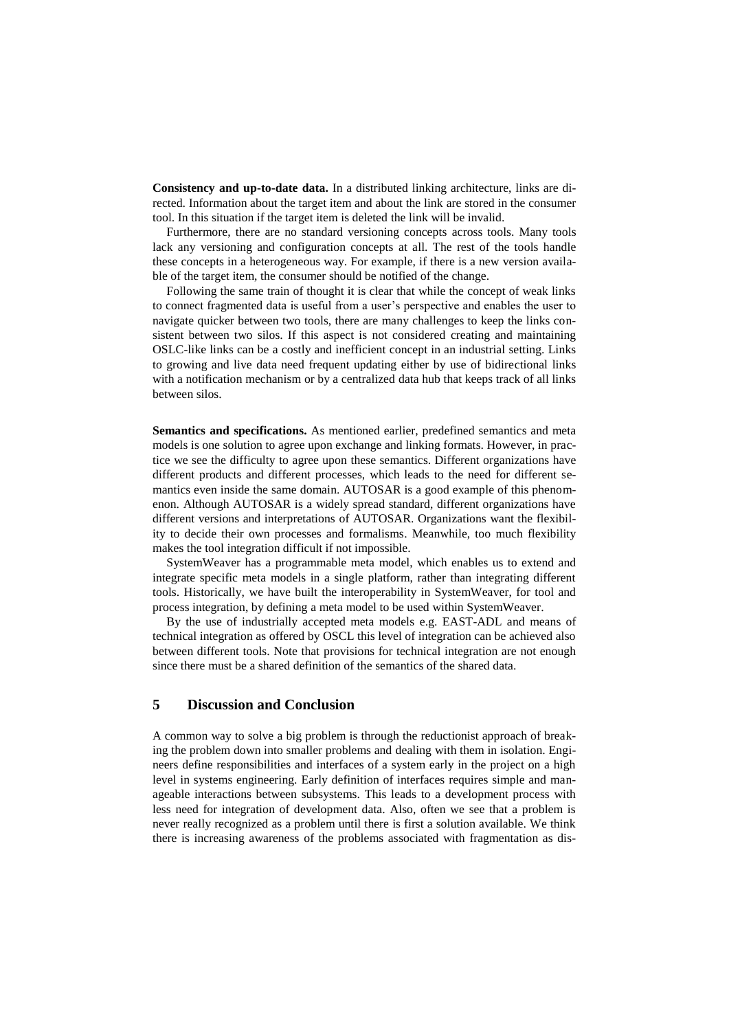**Consistency and up-to-date data.** In a distributed linking architecture, links are directed. Information about the target item and about the link are stored in the consumer tool. In this situation if the target item is deleted the link will be invalid.

Furthermore, there are no standard versioning concepts across tools. Many tools lack any versioning and configuration concepts at all. The rest of the tools handle these concepts in a heterogeneous way. For example, if there is a new version available of the target item, the consumer should be notified of the change.

Following the same train of thought it is clear that while the concept of weak links to connect fragmented data is useful from a user's perspective and enables the user to navigate quicker between two tools, there are many challenges to keep the links consistent between two silos. If this aspect is not considered creating and maintaining OSLC-like links can be a costly and inefficient concept in an industrial setting. Links to growing and live data need frequent updating either by use of bidirectional links with a notification mechanism or by a centralized data hub that keeps track of all links between silos.

**Semantics and specifications.** As mentioned earlier, predefined semantics and meta models is one solution to agree upon exchange and linking formats. However, in practice we see the difficulty to agree upon these semantics. Different organizations have different products and different processes, which leads to the need for different semantics even inside the same domain. AUTOSAR is a good example of this phenomenon. Although AUTOSAR is a widely spread standard, different organizations have different versions and interpretations of AUTOSAR. Organizations want the flexibility to decide their own processes and formalisms. Meanwhile, too much flexibility makes the tool integration difficult if not impossible.

SystemWeaver has a programmable meta model, which enables us to extend and integrate specific meta models in a single platform, rather than integrating different tools. Historically, we have built the interoperability in SystemWeaver, for tool and process integration, by defining a meta model to be used within SystemWeaver.

By the use of industrially accepted meta models e.g. EAST-ADL and means of technical integration as offered by OSCL this level of integration can be achieved also between different tools. Note that provisions for technical integration are not enough since there must be a shared definition of the semantics of the shared data.

## 5 Discussion and Conclusion

A common way to solve a big problem is through the reductionist approach of breaking the problem down into smaller problems and dealing with them in isolation. Engineers define responsibilities and interfaces of a system early in the project on a high level in systems engineering. Early definition of interfaces requires simple and manageable interactions between subsystems. This leads to a development process with less need for integration of development data. Also, often we see that a problem is never really recognized as a problem until there is first a solution available. We think there is increasing awareness of the problems associated with fragmentation as dis-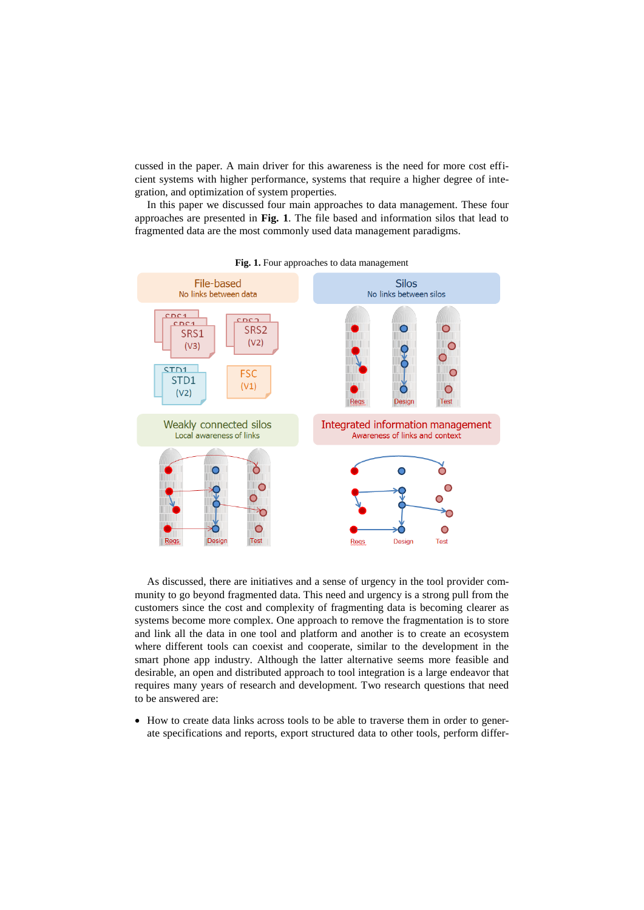cussed in the paper. A main driver for this awareness is the need for more cost efficient systems with higher performance, systems that require a higher degree of integration, and optimization of system properties.

In this paper we discussed four main approaches to data management. These four approaches are presented in **Fig. 1**. The file based and information silos that lead to fragmented data are the most commonly used data management paradigms.

**Fig. 1.** Four approaches to data management

As discussed, there are initiatives and a sense of urgency in the tool provider community to go beyond fragmented data. This need and urgency is a strong pull from the customers since the cost and complexity of fragmenting data is becoming clearer as systems become more complex. One approach to remove the fragmentation is to store and link all the data in one tool and platform and another is to create an ecosystem where different tools can coexist and cooperate, similar to the development in the smart phone app industry. Although the latter alternative seems more feasible and desirable, an open and distributed approach to tool integration is a large endeavor that requires many years of research and development. Two research questions that need to be answered are:

- How to create data links across tools to be able to traverse them in order to generate specifications and reports, export structured data to other tools, perform differ-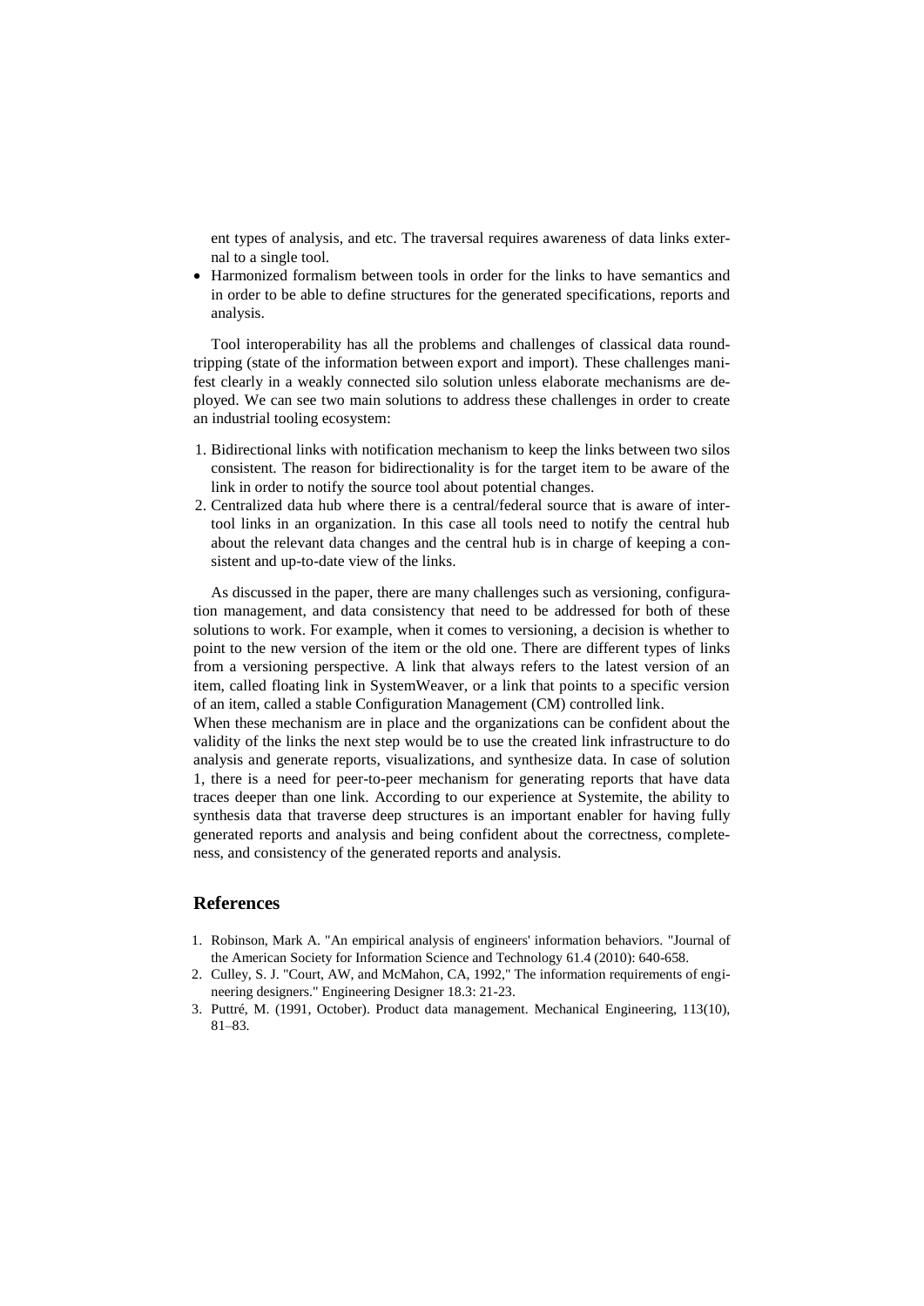ent types of analysis, and etc. The traversal requires awareness of data links external to a single tool.

- Harmonized formalism between tools in order for the links to have semantics and in order to be able to define structures for the generated specifications, reports and analysis.

Tool interoperability has all the problems and challenges of classical data round-tripping (state of the information between export and import). These challenges manifest clearly in a weakly connected silo solution unless elaborate mechanisms are deployed. We can see two main solutions to address these challenges in order to create an industrial tooling ecosystem:

1. Bidirectional links with notification mechanism to keep the links between two silos consistent. The reason for bidirectionality is for the target item to be aware of the link in order to notify the source tool about potential changes.
2. Centralized data hub where there is a central/federal source that is aware of inter-tool links in an organization. In this case all tools need to notify the central hub about the relevant data changes and the central hub is in charge of keeping a consistent and up-to-date view of the links.

As discussed in the paper, there are many challenges such as versioning, configuration management, and data consistency that need to be addressed for both of these solutions to work. For example, when it comes to versioning, a decision is whether to point to the new version of the item or the old one. There are different types of links from a versioning perspective. A link that always refers to the latest version of an item, called floating link in SystemWeaver, or a link that points to a specific version of an item, called a stable Configuration Management (CM) controlled link.
When these mechanism are in place and the organizations can be confident about the validity of the links the next step would be to use the created link infrastructure to do analysis and generate reports, visualizations, and synthesize data. In case of solution 1, there is a need for peer-to-peer mechanism for generating reports that have data traces deeper than one link. According to our experience at Systemite, the ability to synthesis data that traverse deep structures is an important enabler for having fully generated reports and analysis and being confident about the correctness, completeness, and consistency of the generated reports and analysis.

## References

1. Robinson, Mark A. "An empirical analysis of engineers' information behaviors. "Journal of the American Society for Information Science and Technology 61.4 (2010): 640-658.
2. Culley, S. J. "Court, AW, and McMahon, CA, 1992," The information requirements of engineering designers." Engineering Designer 18.3: 21-23.
3. Puttré, M. (1991, October). Product data management. Mechanical Engineering, 113(10), 81–83.